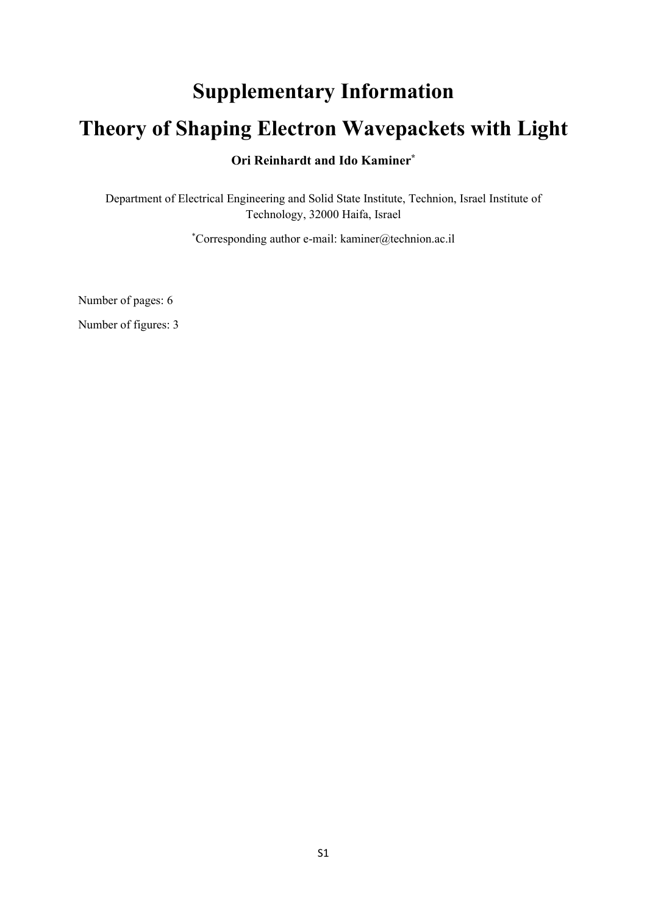# Supplementary Information

# Theory of Shaping Electron Wavepackets with Light

**Ori Reinhardt and Ido Kaminer***

Department of Electrical Engineering and Solid State Institute, Technion, Israel Institute of Technology, 32000 Haifa, Israel

*Corresponding author e-mail: kaminer@technion.ac.il

Number of pages: 6

Number of figures: 3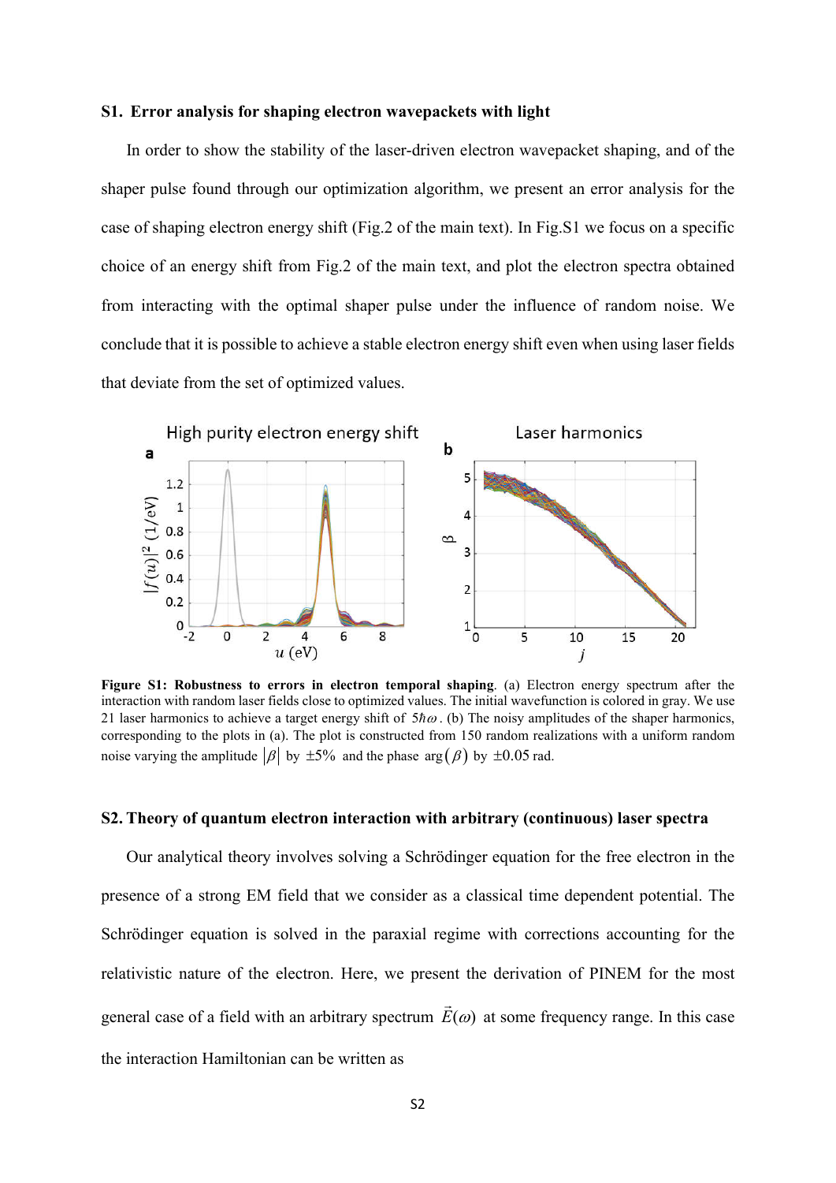## S1. Error analysis for shaping electron wavepackets with light

In order to show the stability of the laser-driven electron wavepacket shaping, and of the shaper pulse found through our optimization algorithm, we present an error analysis for the case of shaping electron energy shift (Fig.2 of the main text). In Fig.S1 we focus on a specific choice of an energy shift from Fig.2 of the main text, and plot the electron spectra obtained from interacting with the optimal shaper pulse under the influence of random noise. We conclude that it is possible to achieve a stable electron energy shift even when using laser fields that deviate from the set of optimized values.

**Figure S1: Robustness to errors in electron temporal shaping**. (a) Electron energy spectrum after the interaction with random laser fields close to optimized values. The initial wavefunction is colored in gray. We use 21 laser harmonics to achieve a target energy shift of $5\hbar\omega$. (b) The noisy amplitudes of the shaper harmonics, corresponding to the plots in (a). The plot is constructed from 150 random realizations with a uniform random noise varying the amplitude $|\beta|$ by $\pm 5\%$ and the phase $\arg(\beta)$ by $\pm 0.05$ rad.

## S2. Theory of quantum electron interaction with arbitrary (continuous) laser spectra

Our analytical theory involves solving a Schrödinger equation for the free electron in the presence of a strong EM field that we consider as a classical time dependent potential. The Schrödinger equation is solved in the paraxial regime with corrections accounting for the relativistic nature of the electron. Here, we present the derivation of PINEM for the most general case of a field with an arbitrary spectrum $\vec{E}(\omega)$ at some frequency range. In this case the interaction Hamiltonian can be written as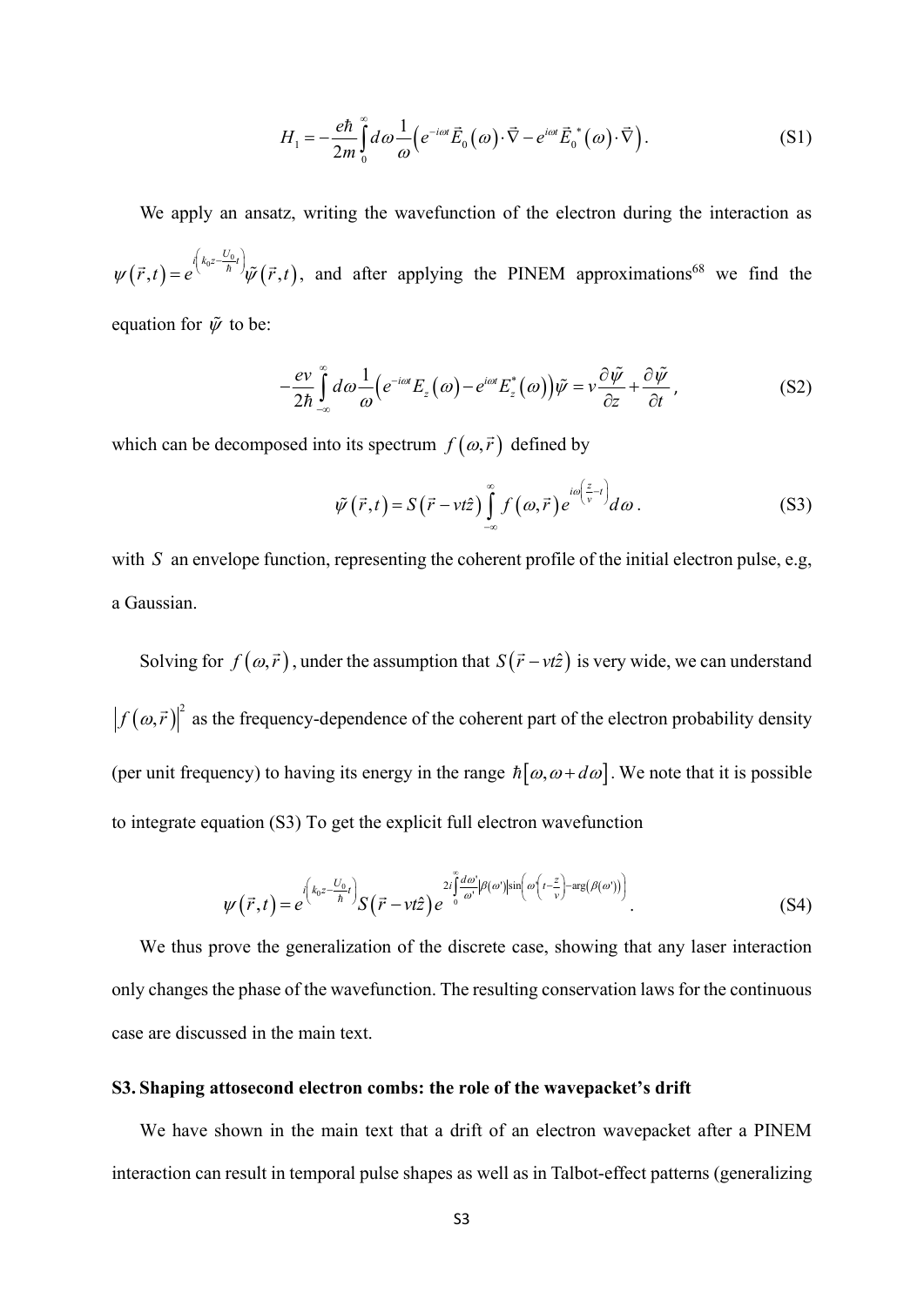$$H_1 = -\frac{e\hbar}{2m}\int_0^\infty d\omega \frac{1}{\omega}\left(e^{-i\omega t}\vec{E}_0(\omega)\cdot\vec{\nabla} - e^{i\omega t}\vec{E}_0^*(\omega)\cdot\vec{\nabla}\right). \tag{S1}$$

We apply an ansatz, writing the wavefunction of the electron during the interaction as $\psi(\vec{r},t) = e^{i\left(k_0 z - \frac{U_0}{\hbar}t\right)}\tilde{\psi}(\vec{r},t)$, and after applying the PINEM approximations[68] we find the equation for $\tilde{\psi}$ to be:

$$-\frac{ev}{2\hbar}\int_{-\infty}^{\infty} d\omega \frac{1}{\omega}\left(e^{-i\omega t}E_z(\omega) - e^{i\omega t}E_z^*(\omega)\right)\tilde{\psi} = v\frac{\partial\tilde{\psi}}{\partial z} + \frac{\partial\tilde{\psi}}{\partial t}, \tag{S2}$$

which can be decomposed into its spectrum $f(\omega,\vec{r})$ defined by

$$\tilde{\psi}(\vec{r},t) = S(\vec{r} - vt\hat{z})\int_{-\infty}^{\infty} f(\omega,\vec{r})\, e^{i\omega\left(\frac{z}{v}-t\right)} d\omega. \tag{S3}$$

with $S$ an envelope function, representing the coherent profile of the initial electron pulse, e.g, a Gaussian.

Solving for $f(\omega,\vec{r})$, under the assumption that $S(\vec{r} - vt\hat{z})$ is very wide, we can understand $|f(\omega,\vec{r})|^2$ as the frequency-dependence of the coherent part of the electron probability density (per unit frequency) to having its energy in the range $\hbar[\omega,\omega + d\omega]$. We note that it is possible to integrate equation (S3) To get the explicit full electron wavefunction

$$\psi(\vec{r},t) = e^{i\left(k_0 z - \frac{U_0}{\hbar}t\right)} S(\vec{r} - vt\hat{z})\, e^{2i\int_0^\infty \frac{d\omega'}{\omega'}|\beta(\omega')|\sin\left(\omega'\left(t-\frac{z}{v}\right) - \arg(\beta(\omega'))\right)}. \tag{S4}$$

We thus prove the generalization of the discrete case, showing that any laser interaction only changes the phase of the wavefunction. The resulting conservation laws for the continuous case are discussed in the main text.

## S3. Shaping attosecond electron combs: the role of the wavepacket's drift

We have shown in the main text that a drift of an electron wavepacket after a PINEM interaction can result in temporal pulse shapes as well as in Talbot-effect patterns (generalizing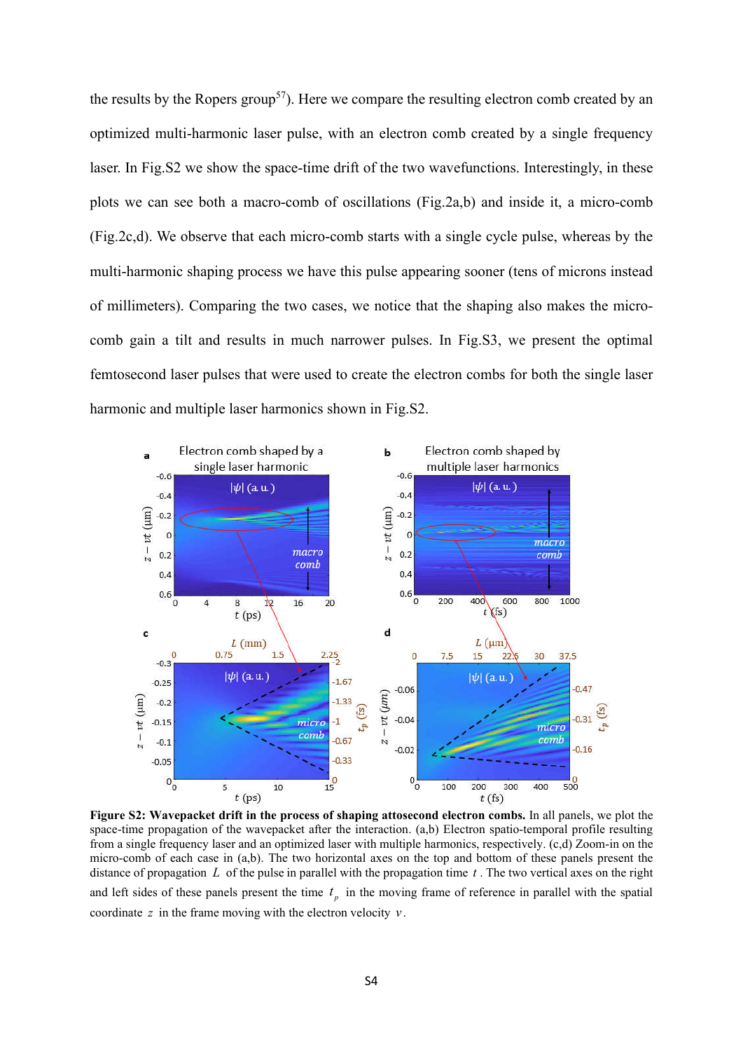the results by the Ropers group[57]). Here we compare the resulting electron comb created by an optimized multi-harmonic laser pulse, with an electron comb created by a single frequency laser. In Fig.S2 we show the space-time drift of the two wavefunctions. Interestingly, in these plots we can see both a macro-comb of oscillations (Fig.2a,b) and inside it, a micro-comb (Fig.2c,d). We observe that each micro-comb starts with a single cycle pulse, whereas by the multi-harmonic shaping process we have this pulse appearing sooner (tens of microns instead of millimeters). Comparing the two cases, we notice that the shaping also makes the micro-comb gain a tilt and results in much narrower pulses. In Fig.S3, we present the optimal femtosecond laser pulses that were used to create the electron combs for both the single laser harmonic and multiple laser harmonics shown in Fig.S2.

**Figure S2: Wavepacket drift in the process of shaping attosecond electron combs.** In all panels, we plot the space-time propagation of the wavepacket after the interaction. (a,b) Electron spatio-temporal profile resulting from a single frequency laser and an optimized laser with multiple harmonics, respectively. (c,d) Zoom-in on the micro-comb of each case in (a,b). The two horizontal axes on the top and bottom of these panels present the distance of propagation $L$ of the pulse in parallel with the propagation time $t$. The two vertical axes on the right and left sides of these panels present the time $t_p$ in the moving frame of reference in parallel with the spatial coordinate $z$ in the frame moving with the electron velocity $v$.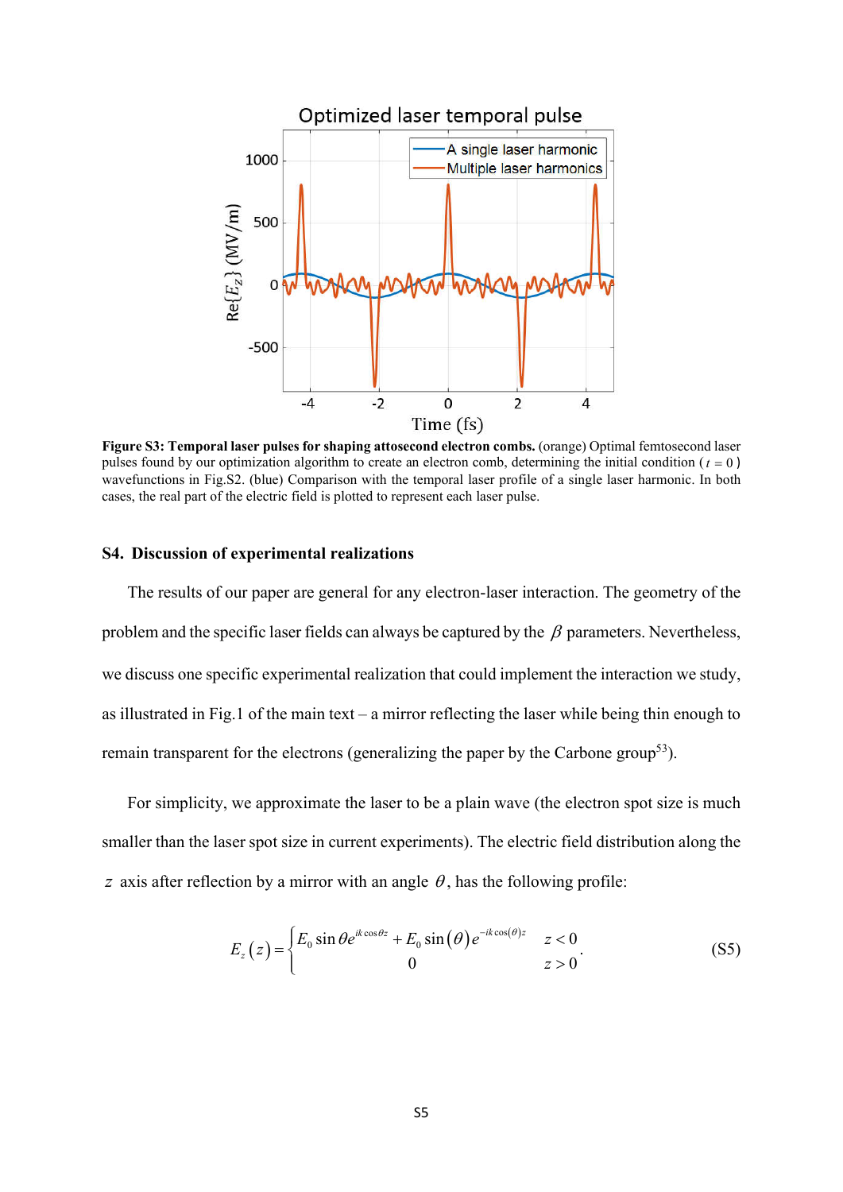Figure S3: Temporal laser pulses for shaping attosecond electron combs. (orange) Optimal femtosecond laser pulses found by our optimization algorithm to create an electron comb, determining the initial condition ($t = 0$) wavefunctions in Fig.S2. (blue) Comparison with the temporal laser profile of a single laser harmonic. In both cases, the real part of the electric field is plotted to represent each laser pulse.

## S4. Discussion of experimental realizations

The results of our paper are general for any electron-laser interaction. The geometry of the problem and the specific laser fields can always be captured by the $\beta$ parameters. Nevertheless, we discuss one specific experimental realization that could implement the interaction we study, as illustrated in Fig.1 of the main text – a mirror reflecting the laser while being thin enough to remain transparent for the electrons (generalizing the paper by the Carbone group[53]).

For simplicity, we approximate the laser to be a plain wave (the electron spot size is much smaller than the laser spot size in current experiments). The electric field distribution along the $z$ axis after reflection by a mirror with an angle $\theta$, has the following profile:

$$E_z(z) = \begin{cases} E_0 \sin\theta e^{ik\cos\theta z} + E_0 \sin(\theta) e^{-ik\cos(\theta)z} & z < 0 \\ 0 & z > 0 \end{cases}. \tag{S5}$$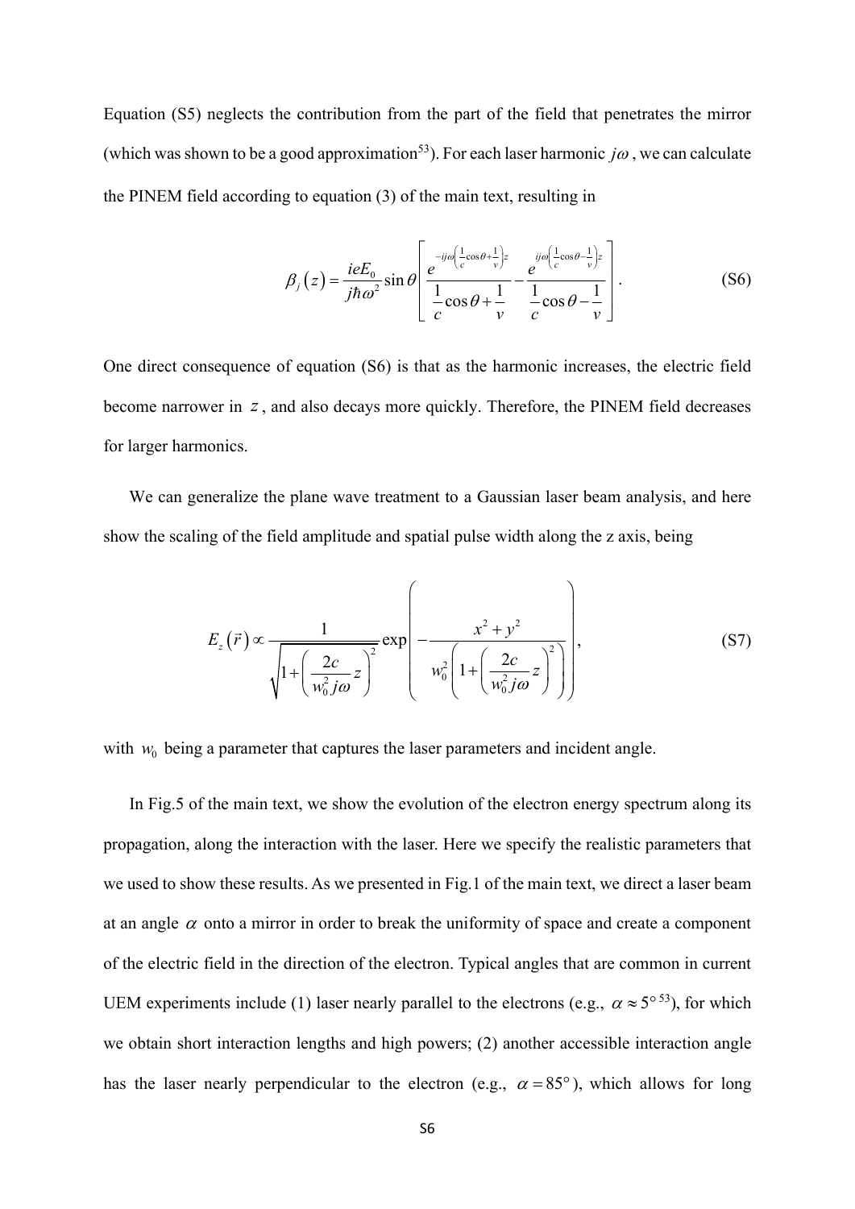Equation (S5) neglects the contribution from the part of the field that penetrates the mirror (which was shown to be a good approximation[53]). For each laser harmonic $j\omega$, we can calculate the PINEM field according to equation (3) of the main text, resulting in

$$\beta_j(z) = \frac{ieE_0}{j\hbar\omega^2}\sin\theta\left[\frac{e^{-ij\omega\left(\frac{1}{c}\cos\theta+\frac{1}{v}\right)z}}{\frac{1}{c}\cos\theta+\frac{1}{v}} - \frac{e^{ij\omega\left(\frac{1}{c}\cos\theta-\frac{1}{v}\right)z}}{\frac{1}{c}\cos\theta-\frac{1}{v}}\right]. \tag{S6}$$

One direct consequence of equation (S6) is that as the harmonic increases, the electric field become narrower in $z$, and also decays more quickly. Therefore, the PINEM field decreases for larger harmonics.

We can generalize the plane wave treatment to a Gaussian laser beam analysis, and here show the scaling of the field amplitude and spatial pulse width along the z axis, being

$$E_z(\vec{r}) \propto \frac{1}{\sqrt{1+\left(\frac{2c}{w_0^2 j\omega}z\right)^2}}\exp\left(-\frac{x^2+y^2}{w_0^2\left(1+\left(\frac{2c}{w_0^2 j\omega}z\right)^2\right)}\right), \tag{S7}$$

with $w_0$ being a parameter that captures the laser parameters and incident angle.

In Fig.5 of the main text, we show the evolution of the electron energy spectrum along its propagation, along the interaction with the laser. Here we specify the realistic parameters that we used to show these results. As we presented in Fig.1 of the main text, we direct a laser beam at an angle $\alpha$ onto a mirror in order to break the uniformity of space and create a component of the electric field in the direction of the electron. Typical angles that are common in current UEM experiments include (1) laser nearly parallel to the electrons (e.g., $\alpha \approx 5°$ [53]), for which we obtain short interaction lengths and high powers; (2) another accessible interaction angle has the laser nearly perpendicular to the electron (e.g., $\alpha = 85°$), which allows for long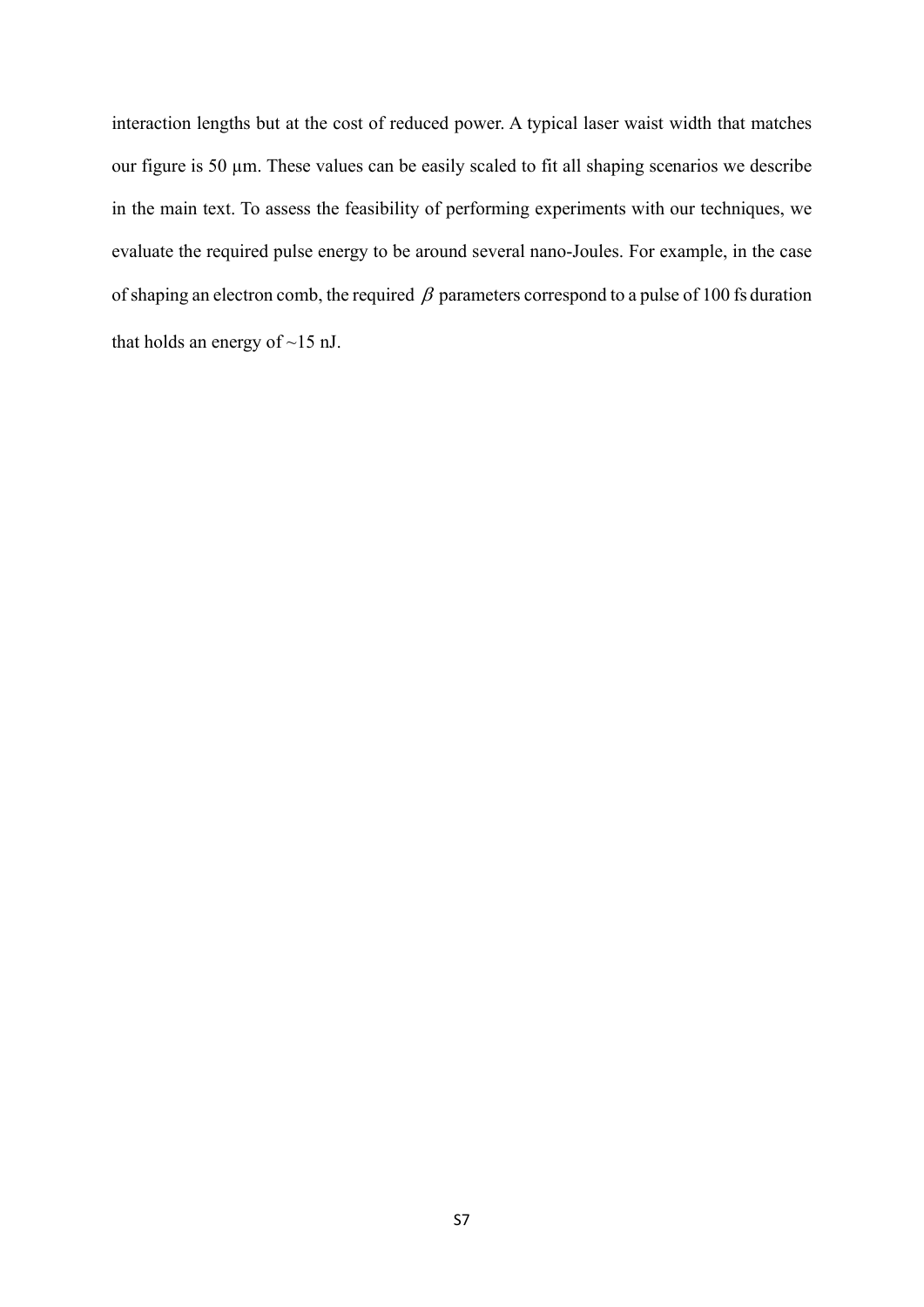interaction lengths but at the cost of reduced power. A typical laser waist width that matches our figure is 50 μm. These values can be easily scaled to fit all shaping scenarios we describe in the main text. To assess the feasibility of performing experiments with our techniques, we evaluate the required pulse energy to be around several nano-Joules. For example, in the case of shaping an electron comb, the required $\beta$ parameters correspond to a pulse of 100 fs duration that holds an energy of ~15 nJ.